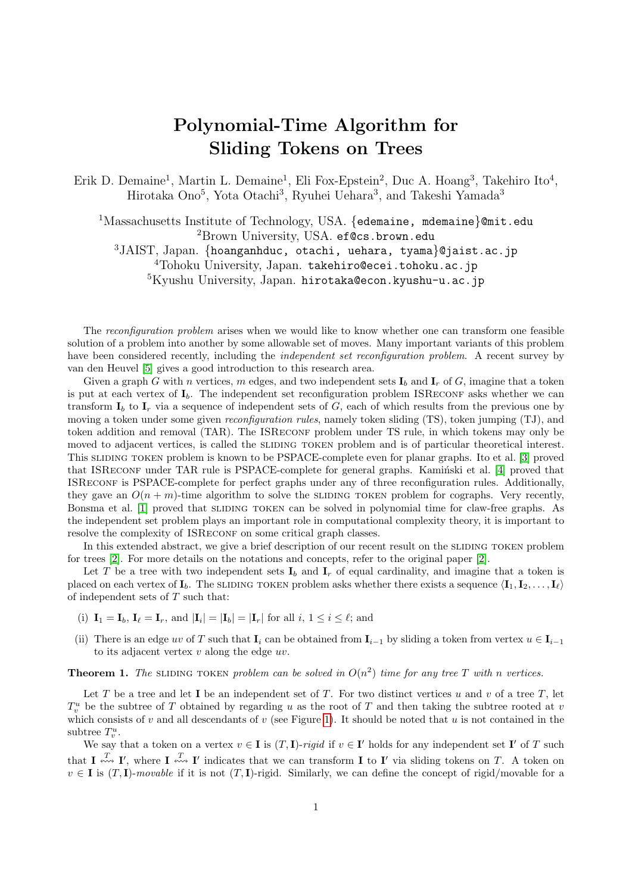# Polynomial-Time Algorithm for Sliding Tokens on Trees

Erik D. Demaine[1], Martin L. Demaine[1], Eli Fox-Epstein[2], Duc A. Hoang[3], Takehiro Ito[4], Hirotaka Ono[5], Yota Otachi[3], Ryuhei Uehara[3], and Takeshi Yamada[3]

[1]Massachusetts Institute of Technology, USA. {edemaine, mdemaine}@mit.edu
[2]Brown University, USA. ef@cs.brown.edu
[3]JAIST, Japan. {hoanganhduc, otachi, uehara, tyama}@jaist.ac.jp
[4]Tohoku University, Japan. takehiro@ecei.tohoku.ac.jp
[5]Kyushu University, Japan. hirotaka@econ.kyushu-u.ac.jp

The *reconfiguration problem* arises when we would like to know whether one can transform one feasible solution of a problem into another by some allowable set of moves. Many important variants of this problem have been considered recently, including the *independent set reconfiguration problem*. A recent survey by van den Heuvel [5] gives a good introduction to this research area.

Given a graph $G$ with $n$ vertices, $m$ edges, and two independent sets $\mathbf{I}_b$ and $\mathbf{I}_r$ of $G$, imagine that a token is put at each vertex of $\mathbf{I}_b$. The independent set reconfiguration problem ISRECONF asks whether we can transform $\mathbf{I}_b$ to $\mathbf{I}_r$ via a sequence of independent sets of $G$, each of which results from the previous one by moving a token under some given *reconfiguration rules*, namely token sliding (TS), token jumping (TJ), and token addition and removal (TAR). The ISRECONF problem under TS rule, in which tokens may only be moved to adjacent vertices, is called the SLIDING TOKEN problem and is of particular theoretical interest. This SLIDING TOKEN problem is known to be PSPACE-complete even for planar graphs. Ito et al. [3] proved that ISRECONF under TAR rule is PSPACE-complete for general graphs. Kamiński et al. [4] proved that ISRECONF is PSPACE-complete for perfect graphs under any of three reconfiguration rules. Additionally, they gave an $O(n + m)$-time algorithm to solve the SLIDING TOKEN problem for cographs. Very recently, Bonsma et al. [1] proved that SLIDING TOKEN can be solved in polynomial time for claw-free graphs. As the independent set problem plays an important role in computational complexity theory, it is important to resolve the complexity of ISRECONF on some critical graph classes.

In this extended abstract, we give a brief description of our recent result on the SLIDING TOKEN problem for trees [2]. For more details on the notations and concepts, refer to the original paper [2].

Let $T$ be a tree with two independent sets $\mathbf{I}_b$ and $\mathbf{I}_r$ of equal cardinality, and imagine that a token is placed on each vertex of $\mathbf{I}_b$. The SLIDING TOKEN problem asks whether there exists a sequence $\langle \mathbf{I}_1, \mathbf{I}_2, \dots, \mathbf{I}_\ell \rangle$ of independent sets of $T$ such that:

(i) $\mathbf{I}_1 = \mathbf{I}_b$, $\mathbf{I}_\ell = \mathbf{I}_r$, and $|\mathbf{I}_i| = |\mathbf{I}_b| = |\mathbf{I}_r|$ for all $i$, $1 \le i \le \ell$; and

(ii) There is an edge $uv$ of $T$ such that $\mathbf{I}_i$ can be obtained from $\mathbf{I}_{i-1}$ by sliding a token from vertex $u \in \mathbf{I}_{i-1}$ to its adjacent vertex $v$ along the edge $uv$.

**Theorem 1.** *The* SLIDING TOKEN *problem can be solved in $O(n^2)$ time for any tree $T$ with $n$ vertices.*

Let $T$ be a tree and let $\mathbf{I}$ be an independent set of $T$. For two distinct vertices $u$ and $v$ of a tree $T$, let $T^u_v$ be the subtree of $T$ obtained by regarding $u$ as the root of $T$ and then taking the subtree rooted at $v$ which consists of $v$ and all descendants of $v$ (see Figure 1). It should be noted that $u$ is not contained in the subtree $T^u_v$.

We say that a token on a vertex $v \in \mathbf{I}$ is $(T, \mathbf{I})$-*rigid* if $v \in \mathbf{I}'$ holds for any independent set $\mathbf{I}'$ of $T$ such that $\mathbf{I} \overset{T}{\leftrightsquigarrow} \mathbf{I}'$, where $\mathbf{I} \overset{T}{\leftrightsquigarrow} \mathbf{I}'$ indicates that we can transform $\mathbf{I}$ to $\mathbf{I}'$ via sliding tokens on $T$. A token on $v \in \mathbf{I}$ is $(T, \mathbf{I})$-*movable* if it is not $(T, \mathbf{I})$-rigid. Similarly, we can define the concept of rigid/movable for a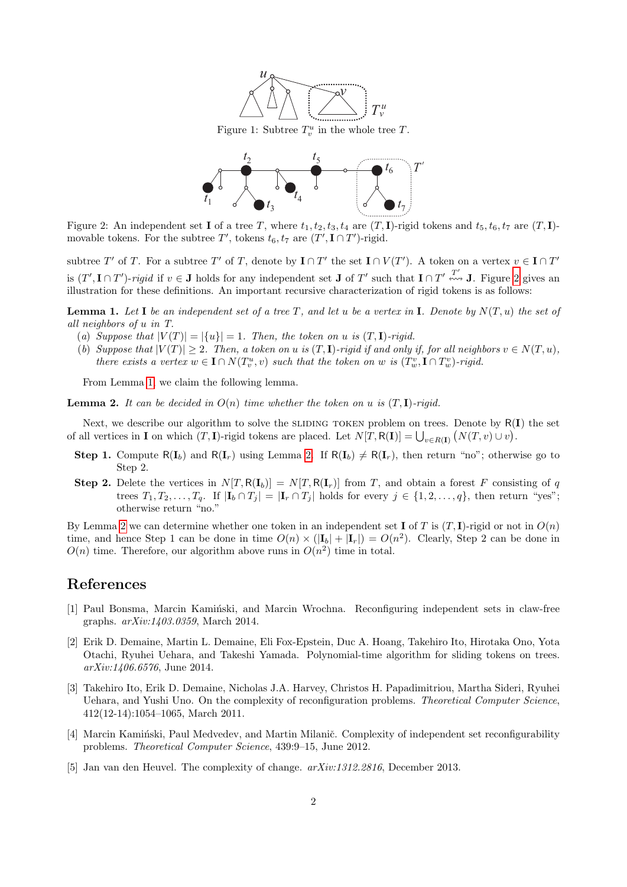Figure 1: Subtree $T^u_v$ in the whole tree $T$.

Figure 2: An independent set $\mathbf{I}$ of a tree $T$, where $t_1, t_2, t_3, t_4$ are $(T, \mathbf{I})$-rigid tokens and $t_5, t_6, t_7$ are $(T, \mathbf{I})$-movable tokens. For the subtree $T'$, tokens $t_6, t_7$ are $(T', \mathbf{I} \cap T')$-rigid.

subtree $T'$ of $T$. For a subtree $T'$ of $T$, denote by $\mathbf{I} \cap T'$ the set $\mathbf{I} \cap V(T')$. A token on a vertex $v \in \mathbf{I} \cap T'$ is $(T', \mathbf{I} \cap T')$-*rigid* if $v \in \mathbf{J}$ holds for any independent set $\mathbf{J}$ of $T'$ such that $\mathbf{I} \cap T' \overset{T'}{\leftrightsquigarrow} \mathbf{J}$. Figure 2 gives an illustration for these definitions. An important recursive characterization of rigid tokens is as follows:

**Lemma 1.** *Let $\mathbf{I}$ be an independent set of a tree $T$, and let $u$ be a vertex in $\mathbf{I}$. Denote by $N(T, u)$ the set of all neighbors of $u$ in $T$.*

(*a*) *Suppose that $|V(T)| = |\{u\}| = 1$. Then, the token on $u$ is $(T, \mathbf{I})$-rigid.*

(*b*) *Suppose that $|V(T)| \geq 2$. Then, a token on $u$ is $(T, \mathbf{I})$-rigid if and only if, for all neighbors $v \in N(T, u)$, there exists a vertex $w \in \mathbf{I} \cap N(T^u_v, v)$ such that the token on $w$ is $(T^v_w, \mathbf{I} \cap T^v_w)$-rigid.*

From Lemma 1, we claim the following lemma.

**Lemma 2.** *It can be decided in $O(n)$ time whether the token on $u$ is $(T, \mathbf{I})$-rigid.*

Next, we describe our algorithm to solve the SLIDING TOKEN problem on trees. Denote by $\mathsf{R}(\mathbf{I})$ the set of all vertices in $\mathbf{I}$ on which $(T, \mathbf{I})$-rigid tokens are placed. Let $N[T, \mathsf{R}(\mathbf{I})] = \bigcup_{v \in R(\mathbf{I})} \big(N(T, v) \cup v\big)$.

**Step 1.** Compute $\mathsf{R}(\mathbf{I}_b)$ and $\mathsf{R}(\mathbf{I}_r)$ using Lemma 2. If $\mathsf{R}(\mathbf{I}_b) \neq \mathsf{R}(\mathbf{I}_r)$, then return "no"; otherwise go to Step 2.

**Step 2.** Delete the vertices in $N[T, \mathsf{R}(\mathbf{I}_b)] = N[T, \mathsf{R}(\mathbf{I}_r)]$ from $T$, and obtain a forest $F$ consisting of $q$ trees $T_1, T_2, \ldots, T_q$. If $|\mathbf{I}_b \cap T_j| = |\mathbf{I}_r \cap T_j|$ holds for every $j \in \{1, 2, \ldots, q\}$, then return "yes"; otherwise return "no."

By Lemma 2 we can determine whether one token in an independent set $\mathbf{I}$ of $T$ is $(T, \mathbf{I})$-rigid or not in $O(n)$ time, and hence Step 1 can be done in time $O(n) \times (|\mathbf{I}_b| + |\mathbf{I}_r|) = O(n^2)$. Clearly, Step 2 can be done in $O(n)$ time. Therefore, our algorithm above runs in $O(n^2)$ time in total.

# References

[1] Paul Bonsma, Marcin Kamiński, and Marcin Wrochna. Reconfiguring independent sets in claw-free graphs. *arXiv:1403.0359*, March 2014.

[2] Erik D. Demaine, Martin L. Demaine, Eli Fox-Epstein, Duc A. Hoang, Takehiro Ito, Hirotaka Ono, Yota Otachi, Ryuhei Uehara, and Takeshi Yamada. Polynomial-time algorithm for sliding tokens on trees. *arXiv:1406.6576*, June 2014.

[3] Takehiro Ito, Erik D. Demaine, Nicholas J.A. Harvey, Christos H. Papadimitriou, Martha Sideri, Ryuhei Uehara, and Yushi Uno. On the complexity of reconfiguration problems. *Theoretical Computer Science*, 412(12-14):1054–1065, March 2011.

[4] Marcin Kamiński, Paul Medvedev, and Martin Milanič. Complexity of independent set reconfigurability problems. *Theoretical Computer Science*, 439:9–15, June 2012.

[5] Jan van den Heuvel. The complexity of change. *arXiv:1312.2816*, December 2013.